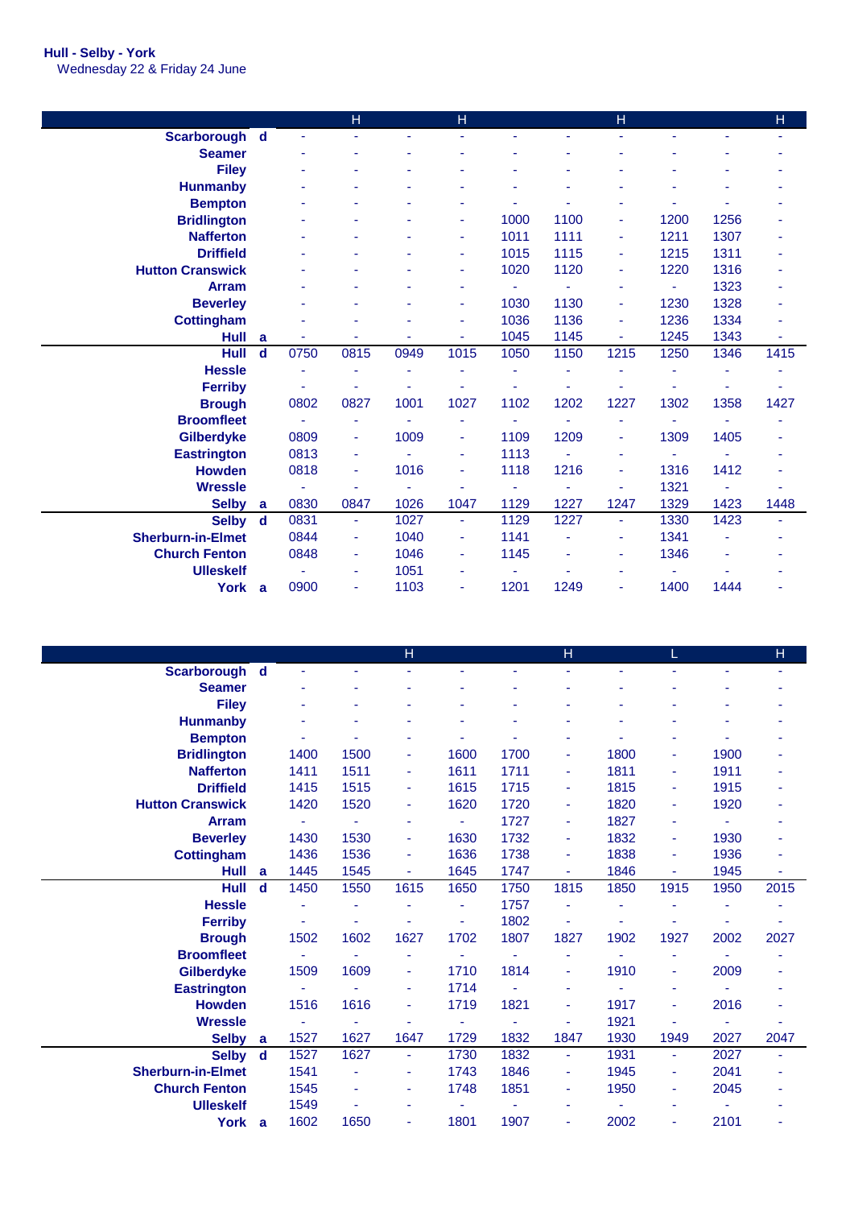**Hull - Selby - York**
Wednesday 22 & Friday 24 June

| | | | H | | H | | | H | | | H |
|---|---|---|---|---|---|---|---|---|---|---|---|
| **Scarborough** | **d** | - | - | - | - | - | - | - | - | - | - |
| **Seamer** | | - | - | - | - | - | - | - | - | - | - |
| **Filey** | | - | - | - | - | - | - | - | - | - | - |
| **Hunmanby** | | - | - | - | - | - | - | - | - | - | - |
| **Bempton** | | - | - | - | - | - | - | - | - | - | - |
| **Bridlington** | | - | - | - | - | 1000 | 1100 | - | 1200 | 1256 | - |
| **Nafferton** | | - | - | - | - | 1011 | 1111 | - | 1211 | 1307 | - |
| **Driffield** | | - | - | - | - | 1015 | 1115 | - | 1215 | 1311 | - |
| **Hutton Cranswick** | | - | - | - | - | 1020 | 1120 | - | 1220 | 1316 | - |
| **Arram** | | - | - | - | - | - | - | - | - | 1323 | - |
| **Beverley** | | - | - | - | - | 1030 | 1130 | - | 1230 | 1328 | - |
| **Cottingham** | | - | - | - | - | 1036 | 1136 | - | 1236 | 1334 | - |
| **Hull** | **a** | - | - | - | - | 1045 | 1145 | - | 1245 | 1343 | - |
| **Hull** | **d** | 0750 | 0815 | 0949 | 1015 | 1050 | 1150 | 1215 | 1250 | 1346 | 1415 |
| **Hessle** | | - | - | - | - | - | - | - | - | - | - |
| **Ferriby** | | - | - | - | - | - | - | - | - | - | - |
| **Brough** | | 0802 | 0827 | 1001 | 1027 | 1102 | 1202 | 1227 | 1302 | 1358 | 1427 |
| **Broomfleet** | | - | - | - | - | - | - | - | - | - | - |
| **Gilberdyke** | | 0809 | - | 1009 | - | 1109 | 1209 | - | 1309 | 1405 | - |
| **Eastrington** | | 0813 | - | - | - | 1113 | - | - | - | - | - |
| **Howden** | | 0818 | - | 1016 | - | 1118 | 1216 | - | 1316 | 1412 | - |
| **Wressle** | | - | - | - | - | - | - | - | 1321 | - | - |
| **Selby** | **a** | 0830 | 0847 | 1026 | 1047 | 1129 | 1227 | 1247 | 1329 | 1423 | 1448 |
| **Selby** | **d** | 0831 | - | 1027 | - | 1129 | 1227 | - | 1330 | 1423 | - |
| **Sherburn-in-Elmet** | | 0844 | - | 1040 | - | 1141 | - | - | 1341 | - | - |
| **Church Fenton** | | 0848 | - | 1046 | - | 1145 | - | - | 1346 | - | - |
| **Ulleskelf** | | - | - | 1051 | - | - | - | - | - | - | - |
| **York** | **a** | 0900 | - | 1103 | - | 1201 | 1249 | - | 1400 | 1444 | - |

| | | | | H | | | H | | L | | H |
|---|---|---|---|---|---|---|---|---|---|---|---|
| **Scarborough** | **d** | - | - | - | - | - | - | - | - | - | - |
| **Seamer** | | - | - | - | - | - | - | - | - | - | - |
| **Filey** | | - | - | - | - | - | - | - | - | - | - |
| **Hunmanby** | | - | - | - | - | - | - | - | - | - | - |
| **Bempton** | | - | - | - | - | - | - | - | - | - | - |
| **Bridlington** | | 1400 | 1500 | - | 1600 | 1700 | - | 1800 | - | 1900 | - |
| **Nafferton** | | 1411 | 1511 | - | 1611 | 1711 | - | 1811 | - | 1911 | - |
| **Driffield** | | 1415 | 1515 | - | 1615 | 1715 | - | 1815 | - | 1915 | - |
| **Hutton Cranswick** | | 1420 | 1520 | - | 1620 | 1720 | - | 1820 | - | 1920 | - |
| **Arram** | | - | - | - | - | 1727 | - | 1827 | - | - | - |
| **Beverley** | | 1430 | 1530 | - | 1630 | 1732 | - | 1832 | - | 1930 | - |
| **Cottingham** | | 1436 | 1536 | - | 1636 | 1738 | - | 1838 | - | 1936 | - |
| **Hull** | **a** | 1445 | 1545 | - | 1645 | 1747 | - | 1846 | - | 1945 | - |
| **Hull** | **d** | 1450 | 1550 | 1615 | 1650 | 1750 | 1815 | 1850 | 1915 | 1950 | 2015 |
| **Hessle** | | - | - | - | - | 1757 | - | - | - | - | - |
| **Ferriby** | | - | - | - | - | 1802 | - | - | - | - | - |
| **Brough** | | 1502 | 1602 | 1627 | 1702 | 1807 | 1827 | 1902 | 1927 | 2002 | 2027 |
| **Broomfleet** | | - | - | - | - | - | - | - | - | - | - |
| **Gilberdyke** | | 1509 | 1609 | - | 1710 | 1814 | - | 1910 | - | 2009 | - |
| **Eastrington** | | - | - | - | 1714 | - | - | - | - | - | - |
| **Howden** | | 1516 | 1616 | - | 1719 | 1821 | - | 1917 | - | 2016 | - |
| **Wressle** | | - | - | - | - | - | - | 1921 | - | - | - |
| **Selby** | **a** | 1527 | 1627 | 1647 | 1729 | 1832 | 1847 | 1930 | 1949 | 2027 | 2047 |
| **Selby** | **d** | 1527 | 1627 | - | 1730 | 1832 | - | 1931 | - | 2027 | - |
| **Sherburn-in-Elmet** | | 1541 | - | - | 1743 | 1846 | - | 1945 | - | 2041 | - |
| **Church Fenton** | | 1545 | - | - | 1748 | 1851 | - | 1950 | - | 2045 | - |
| **Ulleskelf** | | 1549 | - | - | - | - | - | - | - | - | - |
| **York** | **a** | 1602 | 1650 | - | 1801 | 1907 | - | 2002 | - | 2101 | - |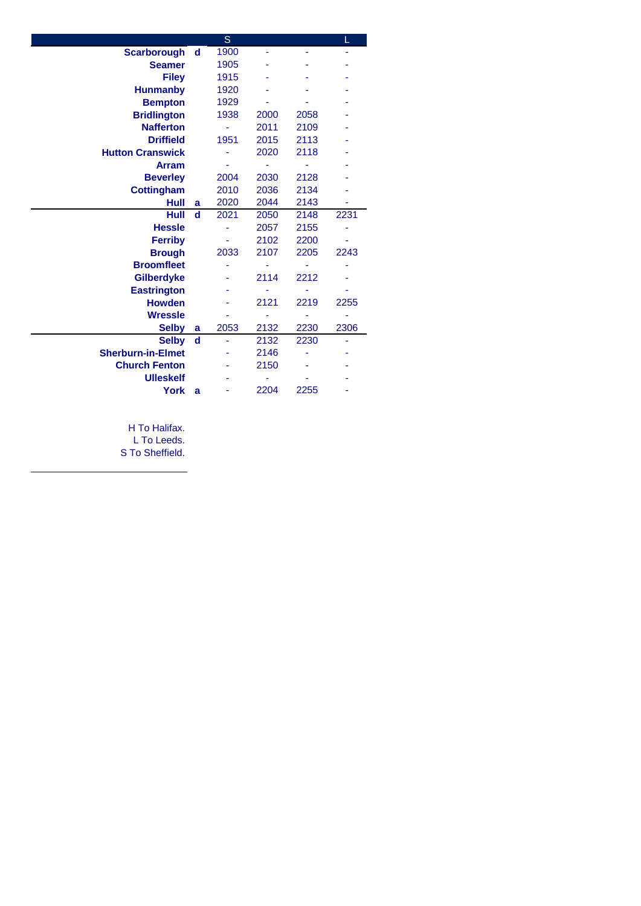| | | S | | | L |
|---|---|---|---|---|---|
| **Scarborough** | **d** | 1900 | - | - | - |
| **Seamer** | | 1905 | - | - | - |
| **Filey** | | 1915 | - | - | - |
| **Hunmanby** | | 1920 | - | - | - |
| **Bempton** | | 1929 | - | - | - |
| **Bridlington** | | 1938 | 2000 | 2058 | - |
| **Nafferton** | | - | 2011 | 2109 | - |
| **Driffield** | | 1951 | 2015 | 2113 | - |
| **Hutton Cranswick** | | - | 2020 | 2118 | - |
| **Arram** | | - | - | - | - |
| **Beverley** | | 2004 | 2030 | 2128 | - |
| **Cottingham** | | 2010 | 2036 | 2134 | - |
| **Hull** | **a** | 2020 | 2044 | 2143 | - |
| **Hull** | **d** | 2021 | 2050 | 2148 | 2231 |
| **Hessle** | | - | 2057 | 2155 | - |
| **Ferriby** | | - | 2102 | 2200 | - |
| **Brough** | | 2033 | 2107 | 2205 | 2243 |
| **Broomfleet** | | - | - | - | - |
| **Gilberdyke** | | - | 2114 | 2212 | - |
| **Eastrington** | | - | - | - | - |
| **Howden** | | - | 2121 | 2219 | 2255 |
| **Wressle** | | - | - | - | - |
| **Selby** | **a** | 2053 | 2132 | 2230 | 2306 |
| **Selby** | **d** | - | 2132 | 2230 | - |
| **Sherburn-in-Elmet** | | - | 2146 | - | - |
| **Church Fenton** | | - | 2150 | - | - |
| **Ulleskelf** | | - | - | - | - |
| **York** | **a** | - | 2204 | 2255 | - |

H To Halifax.
L To Leeds.
S To Sheffield.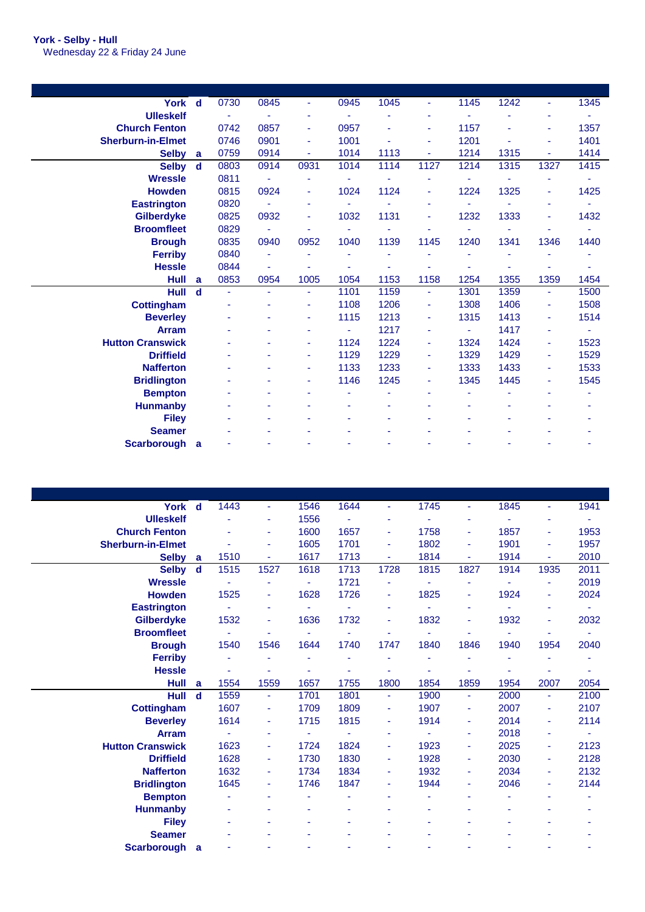**York - Selby - Hull**
Wednesday 22 & Friday 24 June

| Station | | | | | | | | | | | |
|---|---|---|---|---|---|---|---|---|---|---|---|
| York | d | 0730 | 0845 | - | 0945 | 1045 | - | 1145 | 1242 | - | 1345 |
| Ulleskelf | | - | - | - | - | - | - | - | - | - | - |
| Church Fenton | | 0742 | 0857 | - | 0957 | - | - | 1157 | - | - | 1357 |
| Sherburn-in-Elmet | | 0746 | 0901 | - | 1001 | - | - | 1201 | - | - | 1401 |
| Selby | a | 0759 | 0914 | - | 1014 | 1113 | - | 1214 | 1315 | - | 1414 |
| Selby | d | 0803 | 0914 | 0931 | 1014 | 1114 | 1127 | 1214 | 1315 | 1327 | 1415 |
| Wressle | | 0811 | - | - | - | - | - | - | - | - | - |
| Howden | | 0815 | 0924 | - | 1024 | 1124 | - | 1224 | 1325 | - | 1425 |
| Eastrington | | 0820 | - | - | - | - | - | - | - | - | - |
| Gilberdyke | | 0825 | 0932 | - | 1032 | 1131 | - | 1232 | 1333 | - | 1432 |
| Broomfleet | | 0829 | - | - | - | - | - | - | - | - | - |
| Brough | | 0835 | 0940 | 0952 | 1040 | 1139 | 1145 | 1240 | 1341 | 1346 | 1440 |
| Ferriby | | 0840 | - | - | - | - | - | - | - | - | - |
| Hessle | | 0844 | - | - | - | - | - | - | - | - | - |
| Hull | a | 0853 | 0954 | 1005 | 1054 | 1153 | 1158 | 1254 | 1355 | 1359 | 1454 |
| Hull | d | - | - | - | 1101 | 1159 | - | 1301 | 1359 | - | 1500 |
| Cottingham | | - | - | - | 1108 | 1206 | - | 1308 | 1406 | - | 1508 |
| Beverley | | - | - | - | 1115 | 1213 | - | 1315 | 1413 | - | 1514 |
| Arram | | - | - | - | - | 1217 | - | - | 1417 | - | - |
| Hutton Cranswick | | - | - | - | 1124 | 1224 | - | 1324 | 1424 | - | 1523 |
| Driffield | | - | - | - | 1129 | 1229 | - | 1329 | 1429 | - | 1529 |
| Nafferton | | - | - | - | 1133 | 1233 | - | 1333 | 1433 | - | 1533 |
| Bridlington | | - | - | - | 1146 | 1245 | - | 1345 | 1445 | - | 1545 |
| Bempton | | - | - | - | - | - | - | - | - | - | - |
| Hunmanby | | - | - | - | - | - | - | - | - | - | - |
| Filey | | - | - | - | - | - | - | - | - | - | - |
| Seamer | | - | - | - | - | - | - | - | - | - | - |
| Scarborough | a | - | - | - | - | - | - | - | - | - | - |

| Station | | | | | | | | | | | |
|---|---|---|---|---|---|---|---|---|---|---|---|
| York | d | 1443 | - | 1546 | 1644 | - | 1745 | - | 1845 | - | 1941 |
| Ulleskelf | | - | - | 1556 | - | - | - | - | - | - | - |
| Church Fenton | | - | - | 1600 | 1657 | - | 1758 | - | 1857 | - | 1953 |
| Sherburn-in-Elmet | | - | - | 1605 | 1701 | - | 1802 | - | 1901 | - | 1957 |
| Selby | a | 1510 | - | 1617 | 1713 | - | 1814 | - | 1914 | - | 2010 |
| Selby | d | 1515 | 1527 | 1618 | 1713 | 1728 | 1815 | 1827 | 1914 | 1935 | 2011 |
| Wressle | | - | - | - | 1721 | - | - | - | - | - | 2019 |
| Howden | | 1525 | - | 1628 | 1726 | - | 1825 | - | 1924 | - | 2024 |
| Eastrington | | - | - | - | - | - | - | - | - | - | - |
| Gilberdyke | | 1532 | - | 1636 | 1732 | - | 1832 | - | 1932 | - | 2032 |
| Broomfleet | | - | - | - | - | - | - | - | - | - | - |
| Brough | | 1540 | 1546 | 1644 | 1740 | 1747 | 1840 | 1846 | 1940 | 1954 | 2040 |
| Ferriby | | - | - | - | - | - | - | - | - | - | - |
| Hessle | | - | - | - | - | - | - | - | - | - | - |
| Hull | a | 1554 | 1559 | 1657 | 1755 | 1800 | 1854 | 1859 | 1954 | 2007 | 2054 |
| Hull | d | 1559 | - | 1701 | 1801 | - | 1900 | - | 2000 | - | 2100 |
| Cottingham | | 1607 | - | 1709 | 1809 | - | 1907 | - | 2007 | - | 2107 |
| Beverley | | 1614 | - | 1715 | 1815 | - | 1914 | - | 2014 | - | 2114 |
| Arram | | - | - | - | - | - | - | - | 2018 | - | - |
| Hutton Cranswick | | 1623 | - | 1724 | 1824 | - | 1923 | - | 2025 | - | 2123 |
| Driffield | | 1628 | - | 1730 | 1830 | - | 1928 | - | 2030 | - | 2128 |
| Nafferton | | 1632 | - | 1734 | 1834 | - | 1932 | - | 2034 | - | 2132 |
| Bridlington | | 1645 | - | 1746 | 1847 | - | 1944 | - | 2046 | - | 2144 |
| Bempton | | - | - | - | - | - | - | - | - | - | - |
| Hunmanby | | - | - | - | - | - | - | - | - | - | - |
| Filey | | - | - | - | - | - | - | - | - | - | - |
| Seamer | | - | - | - | - | - | - | - | - | - | - |
| Scarborough | a | - | - | - | - | - | - | - | - | - | - |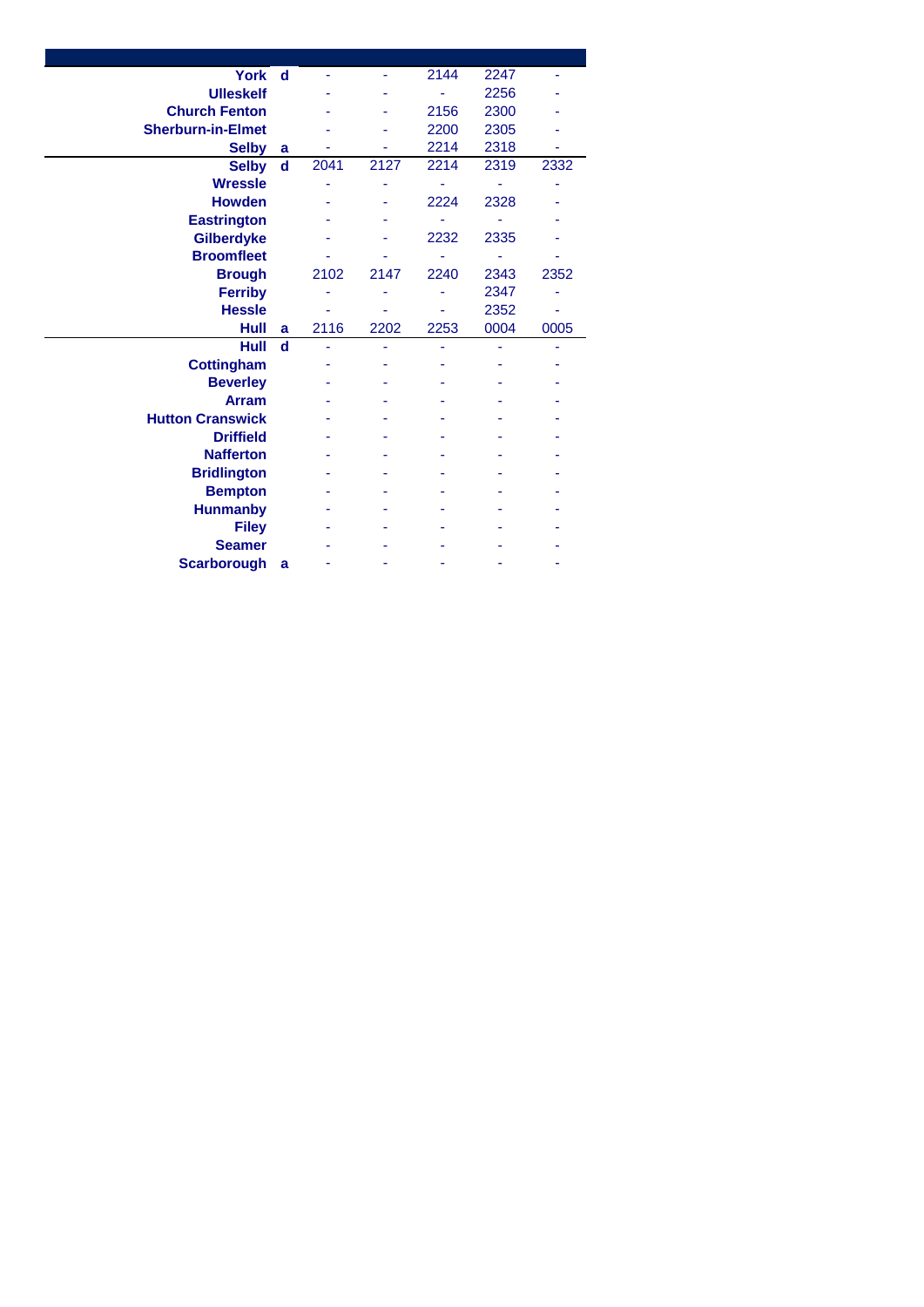| | | | | | | |
|---|---|---|---|---|---|---|
| **York** | **d** | - | - | 2144 | 2247 | - |
| **Ulleskelf** | | - | - | - | 2256 | - |
| **Church Fenton** | | - | - | 2156 | 2300 | - |
| **Sherburn-in-Elmet** | | - | - | 2200 | 2305 | - |
| **Selby** | **a** | - | - | 2214 | 2318 | - |
| **Selby** | **d** | 2041 | 2127 | 2214 | 2319 | 2332 |
| **Wressle** | | - | - | - | - | - |
| **Howden** | | - | - | 2224 | 2328 | - |
| **Eastrington** | | - | - | - | - | - |
| **Gilberdyke** | | - | - | 2232 | 2335 | - |
| **Broomfleet** | | - | - | - | - | - |
| **Brough** | | 2102 | 2147 | 2240 | 2343 | 2352 |
| **Ferriby** | | - | - | - | 2347 | - |
| **Hessle** | | - | - | - | 2352 | - |
| **Hull** | **a** | 2116 | 2202 | 2253 | 0004 | 0005 |
| **Hull** | **d** | - | - | - | - | - |
| **Cottingham** | | - | - | - | - | - |
| **Beverley** | | - | - | - | - | - |
| **Arram** | | - | - | - | - | - |
| **Hutton Cranswick** | | - | - | - | - | - |
| **Driffield** | | - | - | - | - | - |
| **Nafferton** | | - | - | - | - | - |
| **Bridlington** | | - | - | - | - | - |
| **Bempton** | | - | - | - | - | - |
| **Hunmanby** | | - | - | - | - | - |
| **Filey** | | - | - | - | - | - |
| **Seamer** | | - | - | - | - | - |
| **Scarborough** | **a** | - | - | - | - | - |